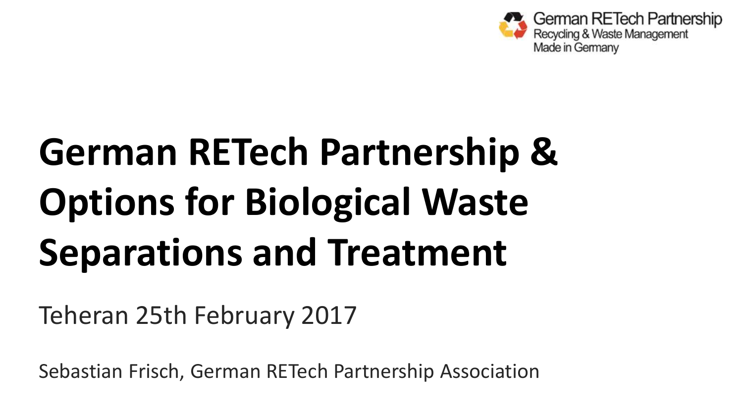German RETech Partnership
Recycling & Waste Management
Made in Germany

# German RETech Partnership & Options for Biological Waste Separations and Treatment

Teheran 25th February 2017

Sebastian Frisch, German RETech Partnership Association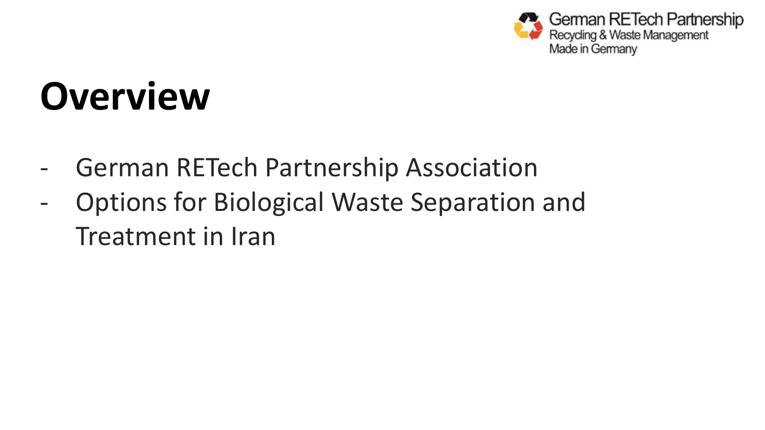# Overview

- German RETech Partnership Association
- Options for Biological Waste Separation and Treatment in Iran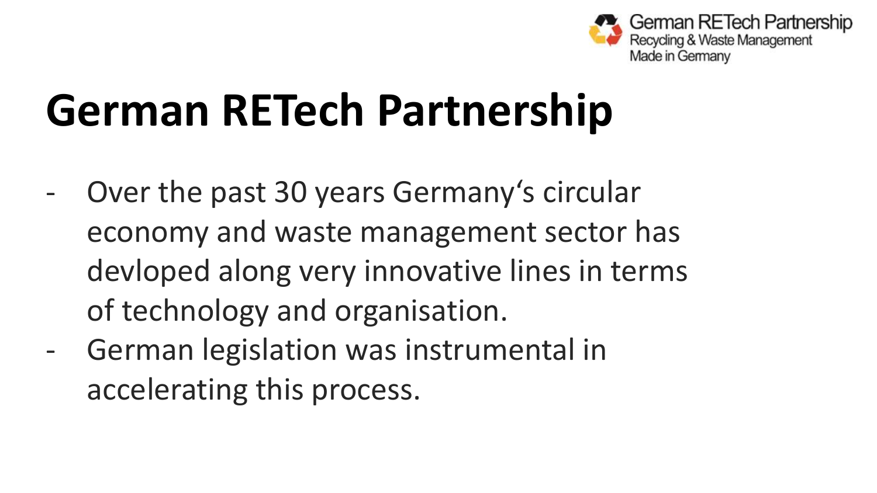# German RETech Partnership

- Over the past 30 years Germany‘s circular economy and waste management sector has devloped along very innovative lines in terms of technology and organisation.
- German legislation was instrumental in accelerating this process.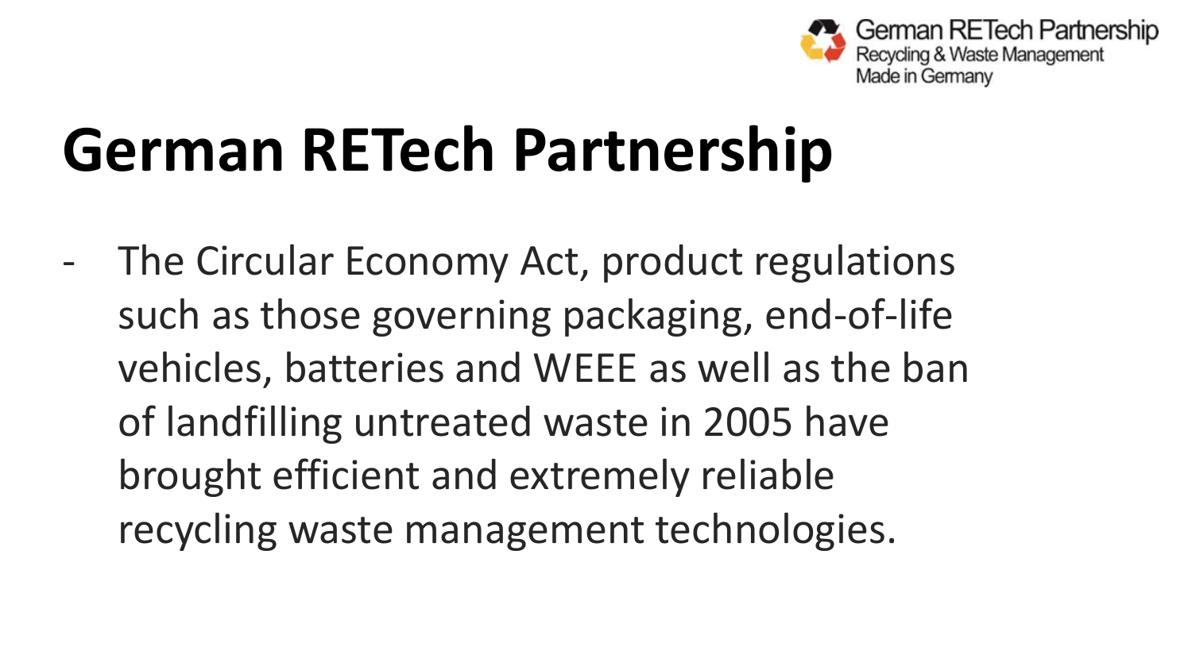# German RETech Partnership

- The Circular Economy Act, product regulations such as those governing packaging, end-of-life vehicles, batteries and WEEE as well as the ban of landfilling untreated waste in 2005 have brought efficient and extremely reliable recycling waste management technologies.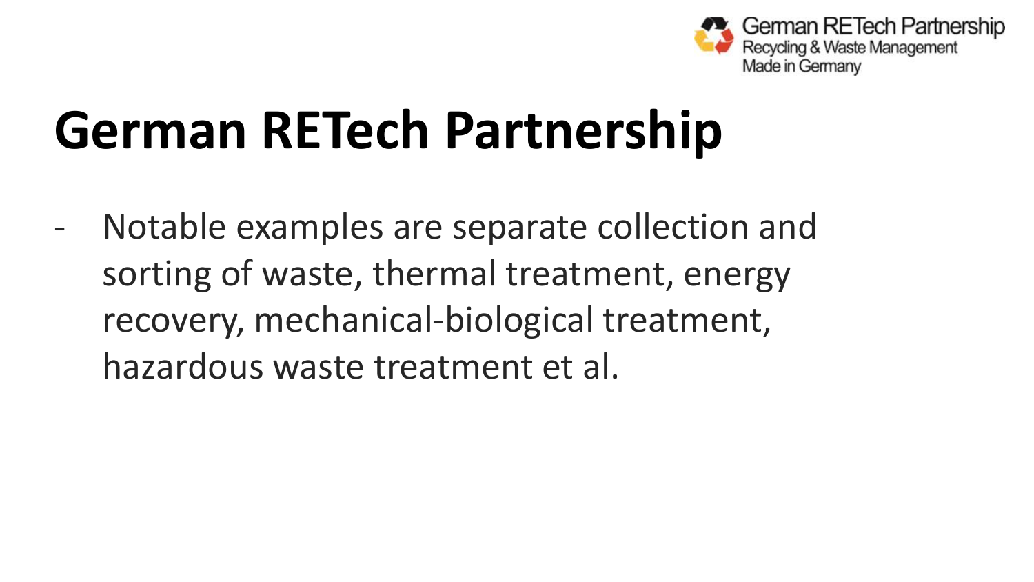# German RETech Partnership

- Notable examples are separate collection and sorting of waste, thermal treatment, energy recovery, mechanical-biological treatment, hazardous waste treatment et al.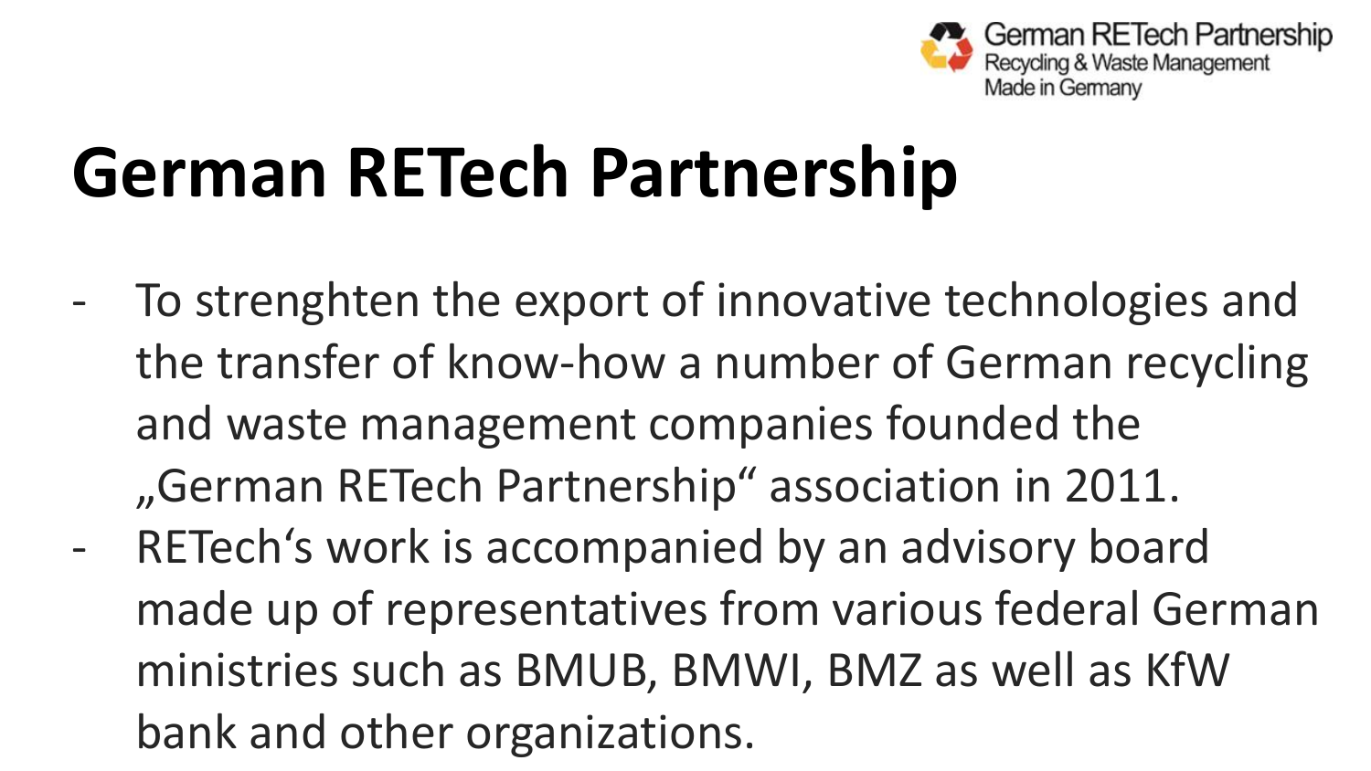# German RETech Partnership

- To strenghten the export of innovative technologies and the transfer of know-how a number of German recycling and waste management companies founded the „German RETech Partnership“ association in 2011.
- RETech‘s work is accompanied by an advisory board made up of representatives from various federal German ministries such as BMUB, BMWI, BMZ as well as KfW bank and other organizations.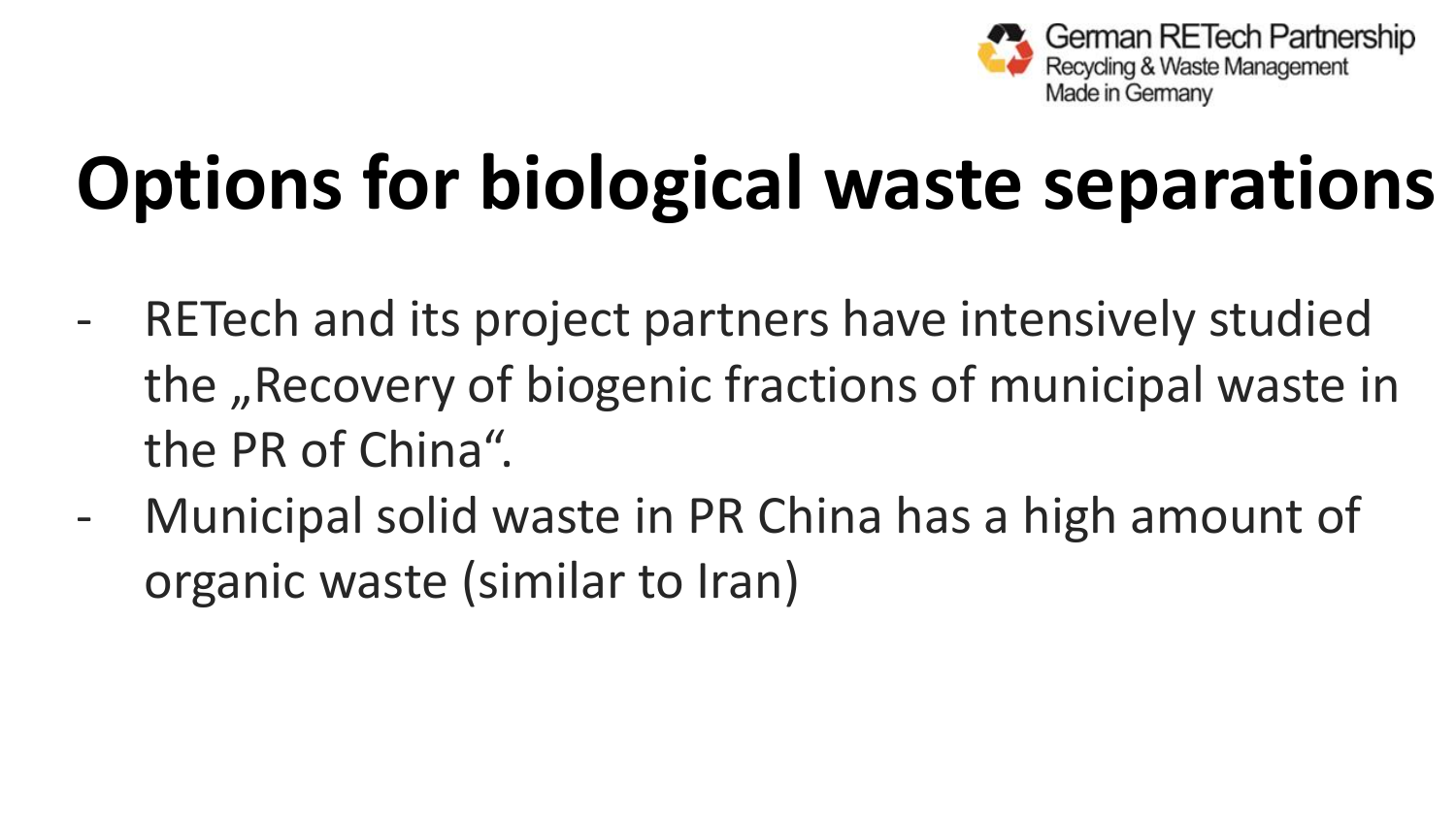# Options for biological waste separations

- RETech and its project partners have intensively studied the „Recovery of biogenic fractions of municipal waste in the PR of China“.
- Municipal solid waste in PR China has a high amount of organic waste (similar to Iran)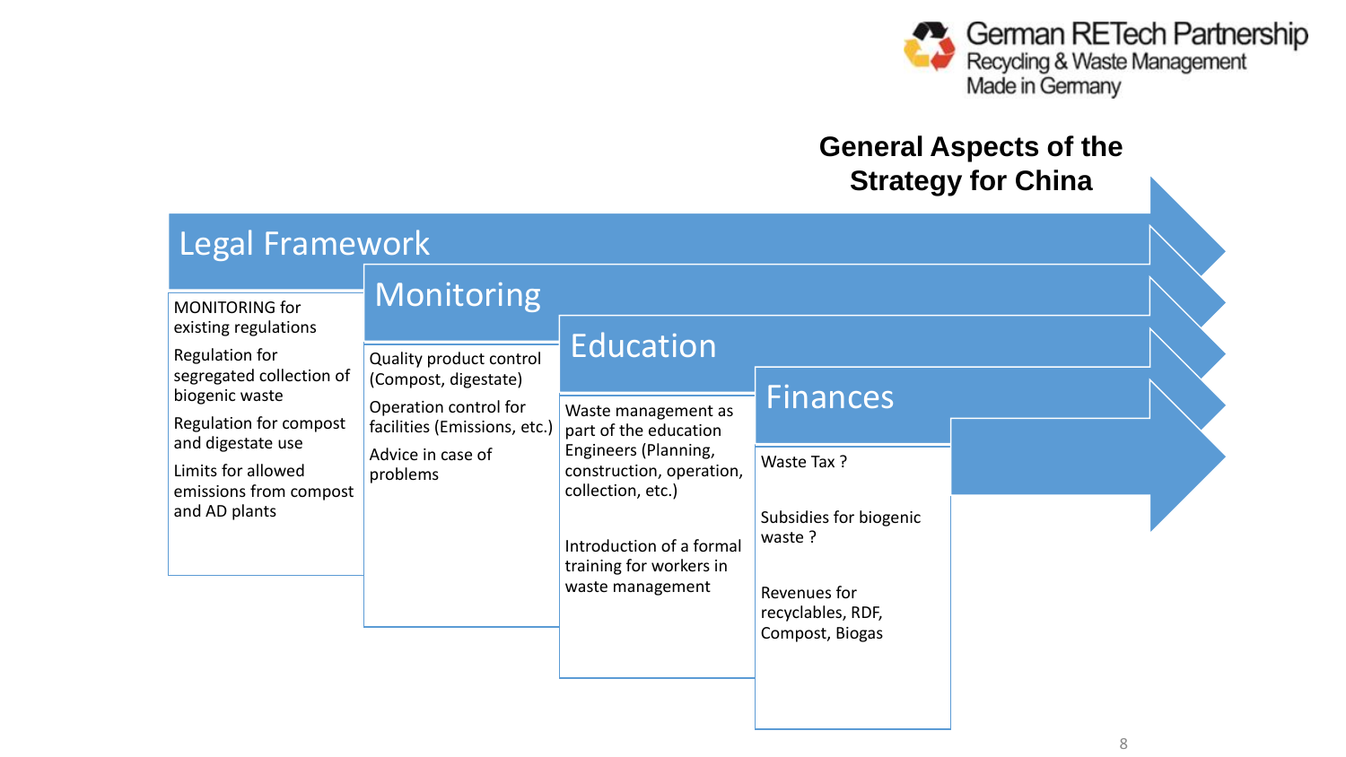## General Aspects of the Strategy for China

### Legal Framework

- MONITORING for existing regulations
- Regulation for segregated collection of biogenic waste
- Regulation for compost and digestate use
- Limits for allowed emissions from compost and AD plants

### Monitoring

- Quality product control (Compost, digestate)
- Operation control for facilities (Emissions, etc.)
- Advice in case of problems

### Education

- Waste management as part of the education Engineers (Planning, construction, operation, collection, etc.)
- Introduction of a formal training for workers in waste management

### Finances

- Waste Tax ?
- Subsidies for biogenic waste ?
- Revenues for recyclables, RDF, Compost, Biogas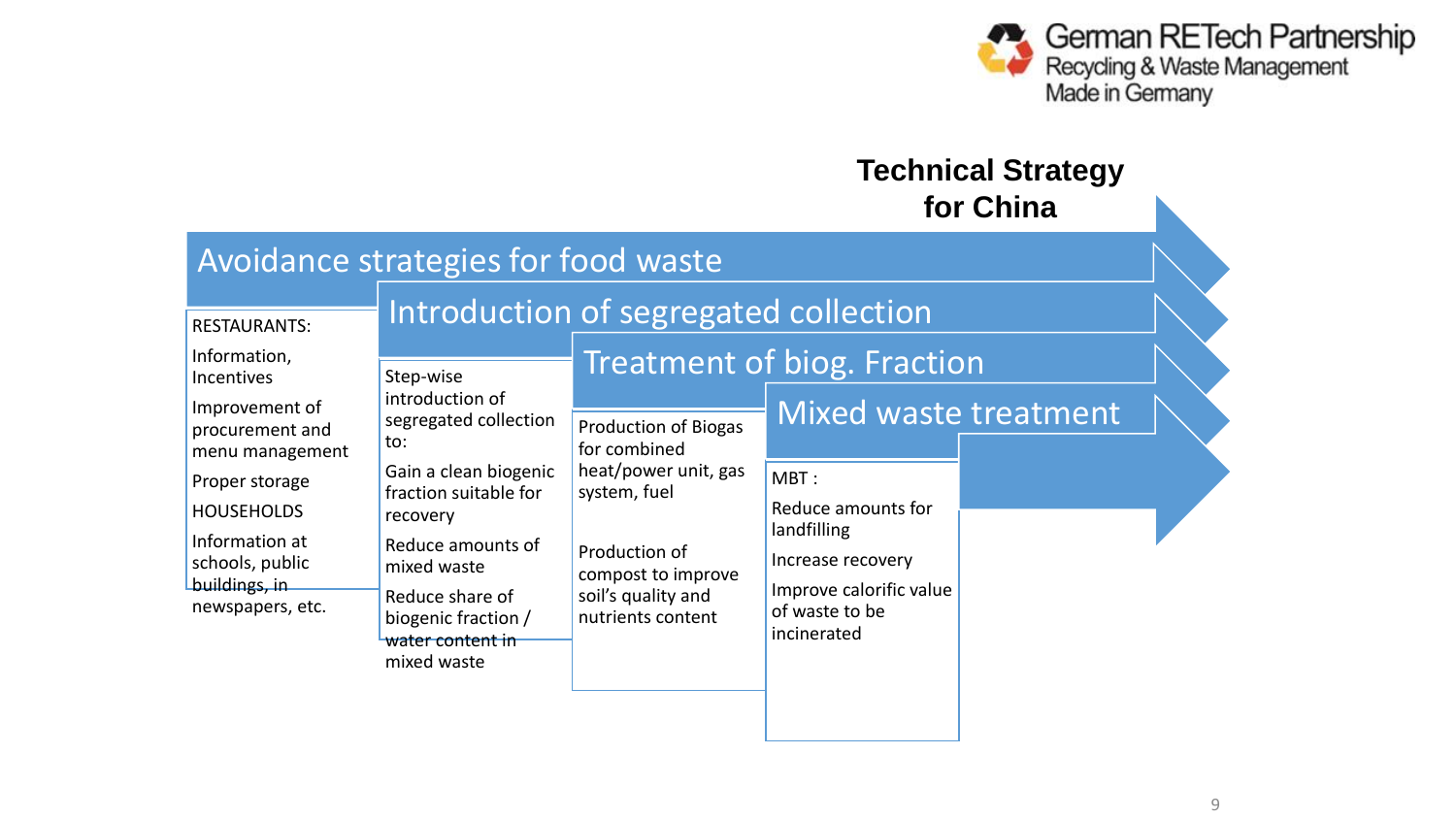## Technical Strategy for China

### Avoidance strategies for food waste

RESTAURANTS:

- Information, Incentives
- Improvement of procurement and menu management
- Proper storage

HOUSEHOLDS

- Information at schools, public buildings, in newspapers, etc.

### Introduction of segregated collection

Step-wise introduction of segregated collection to:

- Gain a clean biogenic fraction suitable for recovery
- Reduce amounts of mixed waste
- Reduce share of biogenic fraction / water content in mixed waste

### Treatment of biog. Fraction

- Production of Biogas for combined heat/power unit, gas system, fuel
- Production of compost to improve soil's quality and nutrients content

### Mixed waste treatment

MBT :

- Reduce amounts for landfilling
- Increase recovery
- Improve calorific value of waste to be incinerated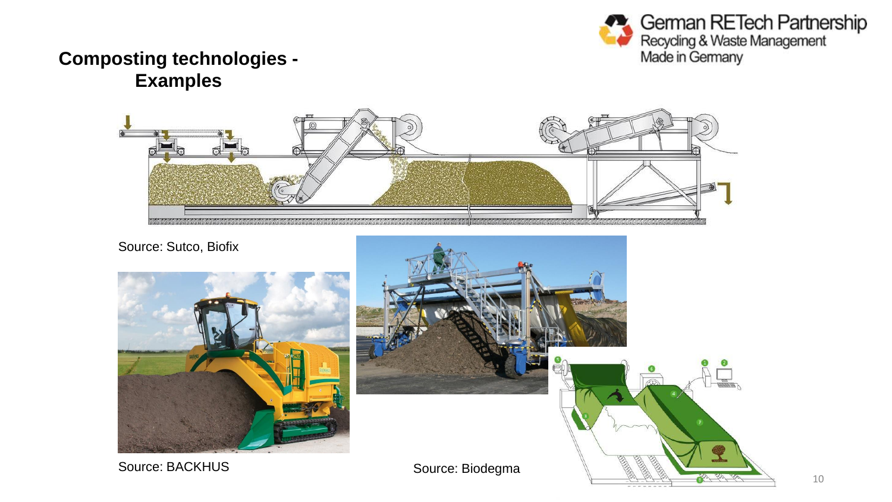# Composting technologies - Examples

Source: Sutco, Biofix

Source: BACKHUS

Source: Biodegma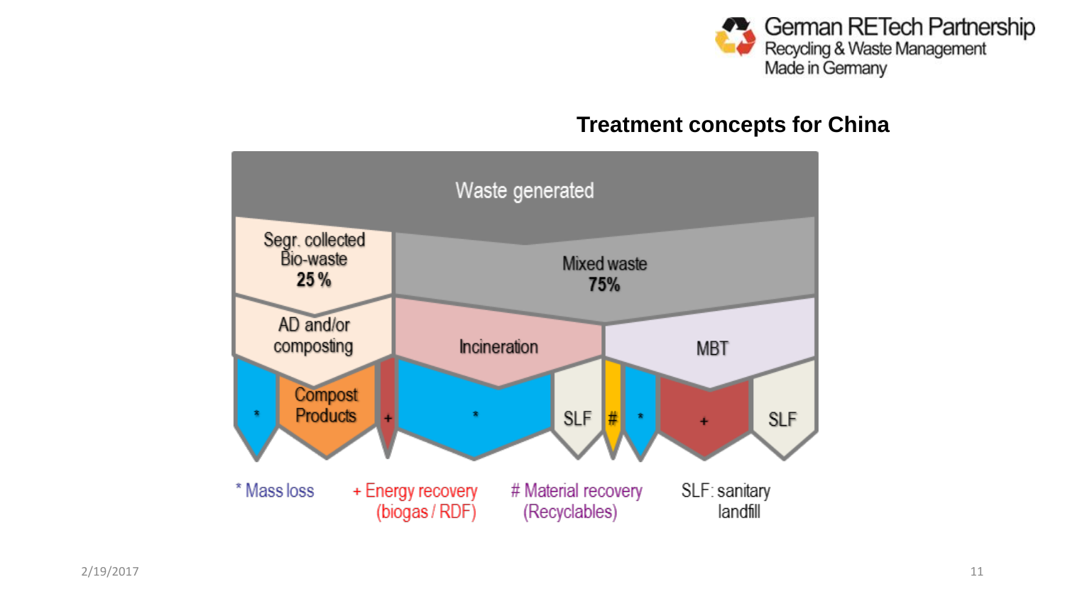German RETech Partnership
Recycling & Waste Management
Made in Germany

## Treatment concepts for China

Waste generated

Segr. collected Bio-waste **25 %**

Mixed waste **75%**

AD and/or composting

Incineration

MBT

* | Compost Products | + | * | SLF | # | * | + | SLF

* Mass loss

+ Energy recovery (biogas / RDF)

# Material recovery (Recyclables)

SLF: sanitary landfill

2/19/2017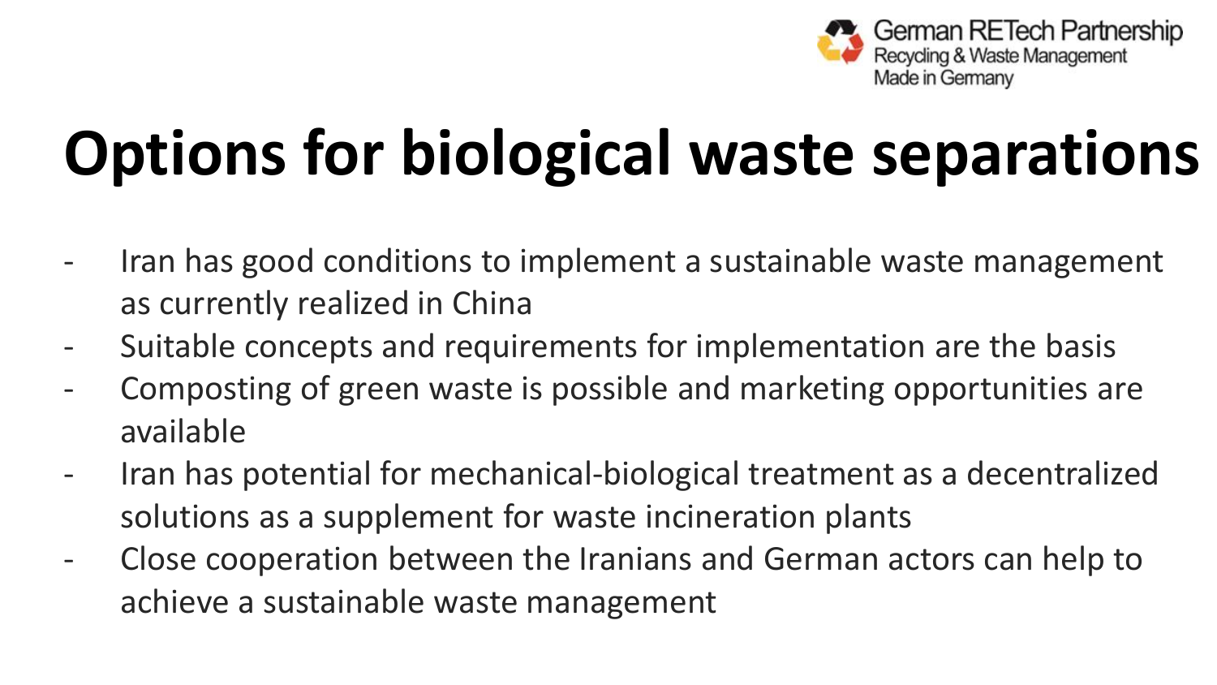# Options for biological waste separations

- Iran has good conditions to implement a sustainable waste management as currently realized in China
- Suitable concepts and requirements for implementation are the basis
- Composting of green waste is possible and marketing opportunities are available
- Iran has potential for mechanical-biological treatment as a decentralized solutions as a supplement for waste incineration plants
- Close cooperation between the Iranians and German actors can help to achieve a sustainable waste management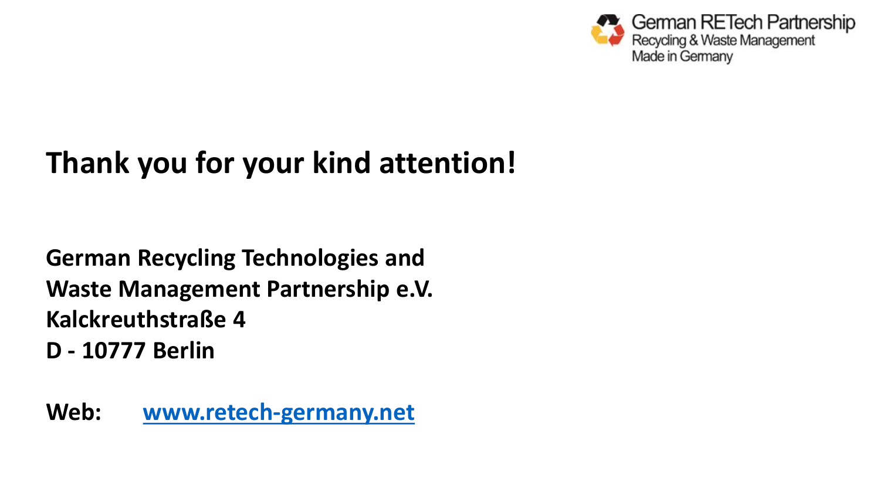German RETech Partnership
Recycling & Waste Management
Made in Germany

# Thank you for your kind attention!

**German Recycling Technologies and**
**Waste Management Partnership e.V.**
**Kalckreuthstraße 4**
**D - 10777 Berlin**

**Web:** [www.retech-germany.net](www.retech-germany.net)